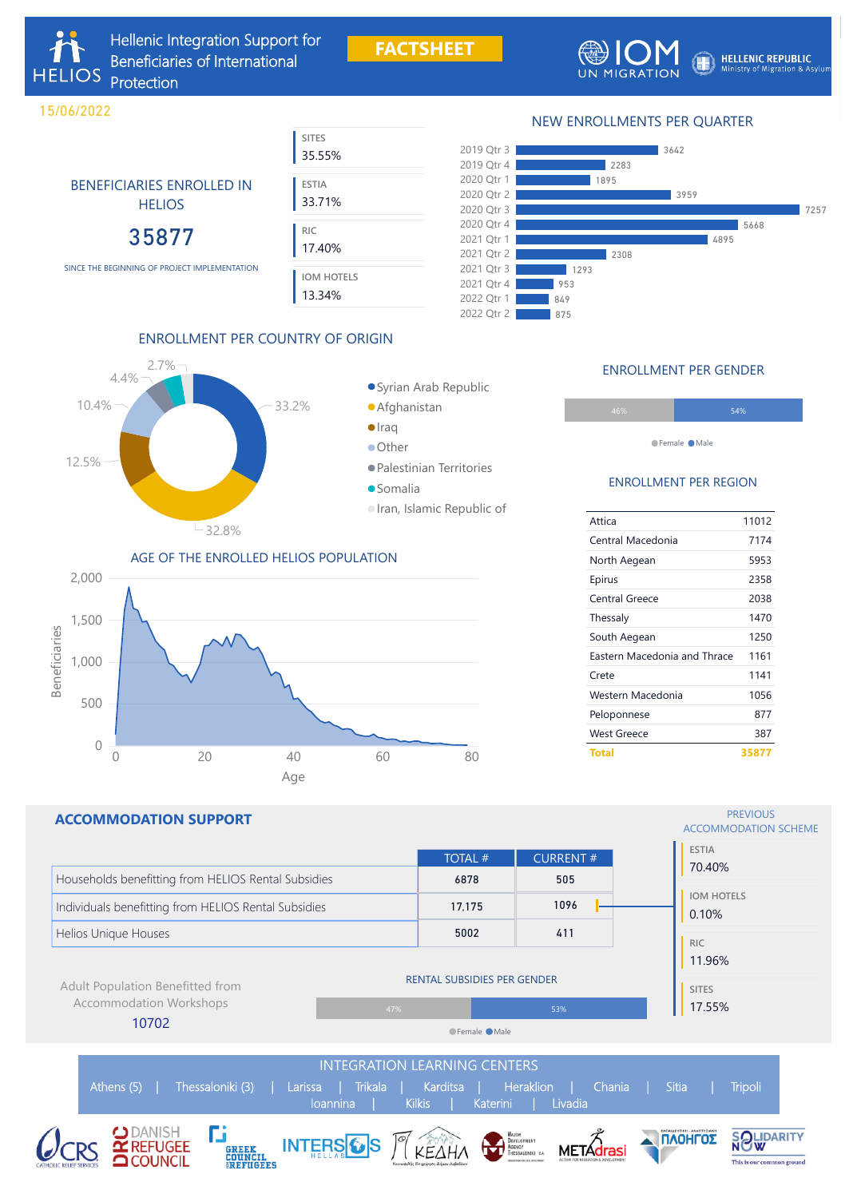# Hellenic Integration Support for Beneficiaries of International Protection

**FACTSHEET**

HELIOS | IOM UN MIGRATION | HELLENIC REPUBLIC Ministry of Migration & Asylum

15/06/2022

## BENEFICIARIES ENROLLED IN HELIOS

**35877**

SINCE THE BEGINNING OF PROJECT IMPLEMENTATION

| | |
|---|---|
| SITES | 35.55% |
| ESTIA | 33.71% |
| RIC | 17.40% |
| IOM HOTELS | 13.34% |

## NEW ENROLLMENTS PER QUARTER

| Quarter | Enrollments |
|---|---|
| 2019 Qtr 3 | 3642 |
| 2019 Qtr 4 | 2283 |
| 2020 Qtr 1 | 1895 |
| 2020 Qtr 2 | 3959 |
| 2020 Qtr 3 | 7257 |
| 2020 Qtr 4 | 5668 |
| 2021 Qtr 1 | 4895 |
| 2021 Qtr 2 | 2308 |
| 2021 Qtr 3 | 1293 |
| 2021 Qtr 4 | 953 |
| 2022 Qtr 1 | 849 |
| 2022 Qtr 2 | 875 |

## ENROLLMENT PER COUNTRY OF ORIGIN

| Country | % |
|---|---|
| Syrian Arab Republic | 33.2% |
| Afghanistan | 32.8% |
| Iraq | 12.5% |
| Other | 10.4% |
| Palestinian Territories | 4.4% |
| Somalia | 2.7% |
| Iran, Islamic Republic of | |

## ENROLLMENT PER GENDER

Female 46% | Male 54%

## ENROLLMENT PER REGION

| Region | Enrollments |
|---|---|
| Attica | 11012 |
| Central Macedonia | 7174 |
| North Aegean | 5953 |
| Epirus | 2358 |
| Central Greece | 2038 |
| Thessaly | 1470 |
| South Aegean | 1250 |
| Eastern Macedonia and Thrace | 1161 |
| Crete | 1141 |
| Western Macedonia | 1056 |
| Peloponnese | 877 |
| West Greece | 387 |
| **Total** | **35877** |

## AGE OF THE ENROLLED HELIOS POPULATION

Beneficiaries (0–2,000) by Age (0–80)

## ACCOMMODATION SUPPORT

| | TOTAL # | CURRENT # |
|---|---|---|
| Households benefitting from HELIOS Rental Subsidies | 6878 | 505 |
| Individuals benefitting from HELIOS Rental Subsidies | 17,175 | 1096 |
| Helios Unique Houses | 5002 | 411 |

Adult Population Benefitted from Accommodation Workshops

10702

### RENTAL SUBSIDIES PER GENDER

Female 47% | Male 53%

### PREVIOUS ACCOMMODATION SCHEME

| | |
|---|---|
| ESTIA | 70.40% |
| IOM HOTELS | 0.10% |
| RIC | 11.96% |
| SITES | 17.55% |

## INTEGRATION LEARNING CENTERS

Athens (5) | Thessaloniki (3) | Larissa | Trikala | Karditsa | Heraklion | Chania | Sitia | Tripoli
Ioannina | Kilkis | Katerini | Livadia

CRS Catholic Relief Services | DRC Danish Refugee Council | Greek Council for Refugees | INTERSOS Hellas | ΚΕΔΗΑ | Major Development Agency Thessaloniki S.A. | METAdrasi | ΠΑΟΗΓΟΣ | Solidarity Now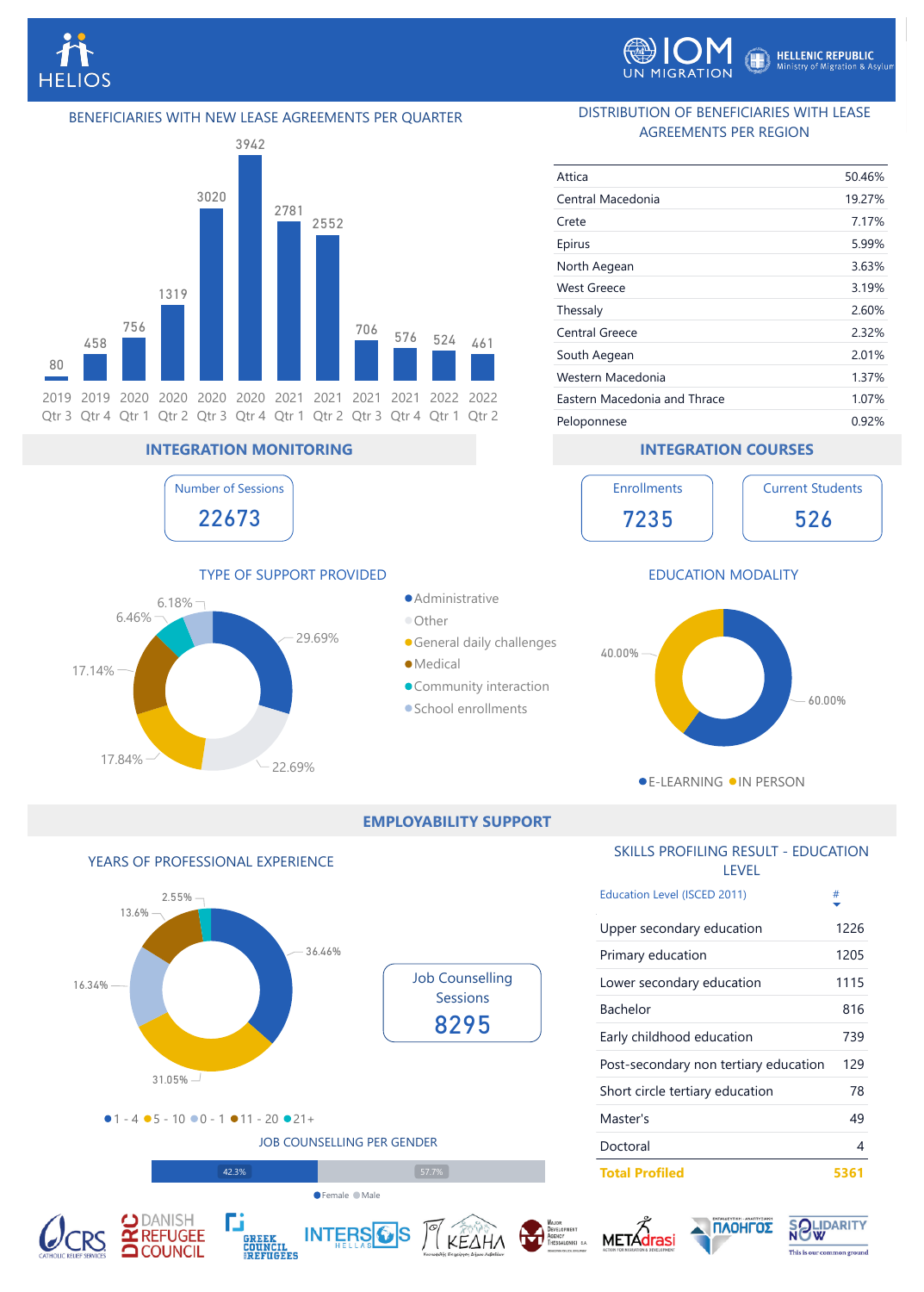HELIOS

IOM UN MIGRATION

HELLENIC REPUBLIC
Ministry of Migration & Asylum

## BENEFICIARIES WITH NEW LEASE AGREEMENTS PER QUARTER

80
458
756
1319
3020
3942
2781
2552
706
576
524
461

2019 Qtr 3
2019 Qtr 4
2020 Qtr 1
2020 Qtr 2
2020 Qtr 3
2020 Qtr 4
2021 Qtr 1
2021 Qtr 2
2021 Qtr 3
2021 Qtr 4
2022 Qtr 1
2022 Qtr 2

## DISTRIBUTION OF BENEFICIARIES WITH LEASE AGREEMENTS PER REGION

| | |
|---|---|
| Attica | 50.46% |
| Central Macedonia | 19.27% |
| Crete | 7.17% |
| Epirus | 5.99% |
| North Aegean | 3.63% |
| West Greece | 3.19% |
| Thessaly | 2.60% |
| Central Greece | 2.32% |
| South Aegean | 2.01% |
| Western Macedonia | 1.37% |
| Eastern Macedonia and Thrace | 1.07% |
| Peloponnese | 0.92% |

## INTEGRATION MONITORING

Number of Sessions
**22673**

### TYPE OF SUPPORT PROVIDED

29.69%
22.69%
17.84%
17.14%
6.46%
6.18%

- Administrative
- Other
- General daily challenges
- Medical
- Community interaction
- School enrollments

## INTEGRATION COURSES

Enrollments
**7235**

Current Students
**526**

### EDUCATION MODALITY

40.00%
60.00%

- E-LEARNING
- IN PERSON

## EMPLOYABILITY SUPPORT

### YEARS OF PROFESSIONAL EXPERIENCE

36.46%
31.05%
16.34%
13.6%
2.55%

- 1 - 4
- 5 - 10
- 0 - 1
- 11 - 20
- 21+

Job Counselling Sessions
**8295**

### JOB COUNSELLING PER GENDER

42.3%
57.7%

- Female
- Male

### SKILLS PROFILING RESULT - EDUCATION LEVEL

| Education Level (ISCED 2011) | # |
|---|---|
| Upper secondary education | 1226 |
| Primary education | 1205 |
| Lower secondary education | 1115 |
| Bachelor | 816 |
| Early childhood education | 739 |
| Post-secondary non tertiary education | 129 |
| Short circle tertiary education | 78 |
| Master's | 49 |
| Doctoral | 4 |
| **Total Profiled** | **5361** |

CRS CATHOLIC RELIEF SERVICES · DRC DANISH REFUGEE COUNCIL · GREEK COUNCIL FOR REFUGEES · INTERSOS HELLAS · ΚΕΔΗΑ · Major Development Agency Thessaloniki S.A. · METAdrasi · ΠΑΟΗΓΟΣ · SOLIDARITY NOW This is our common ground